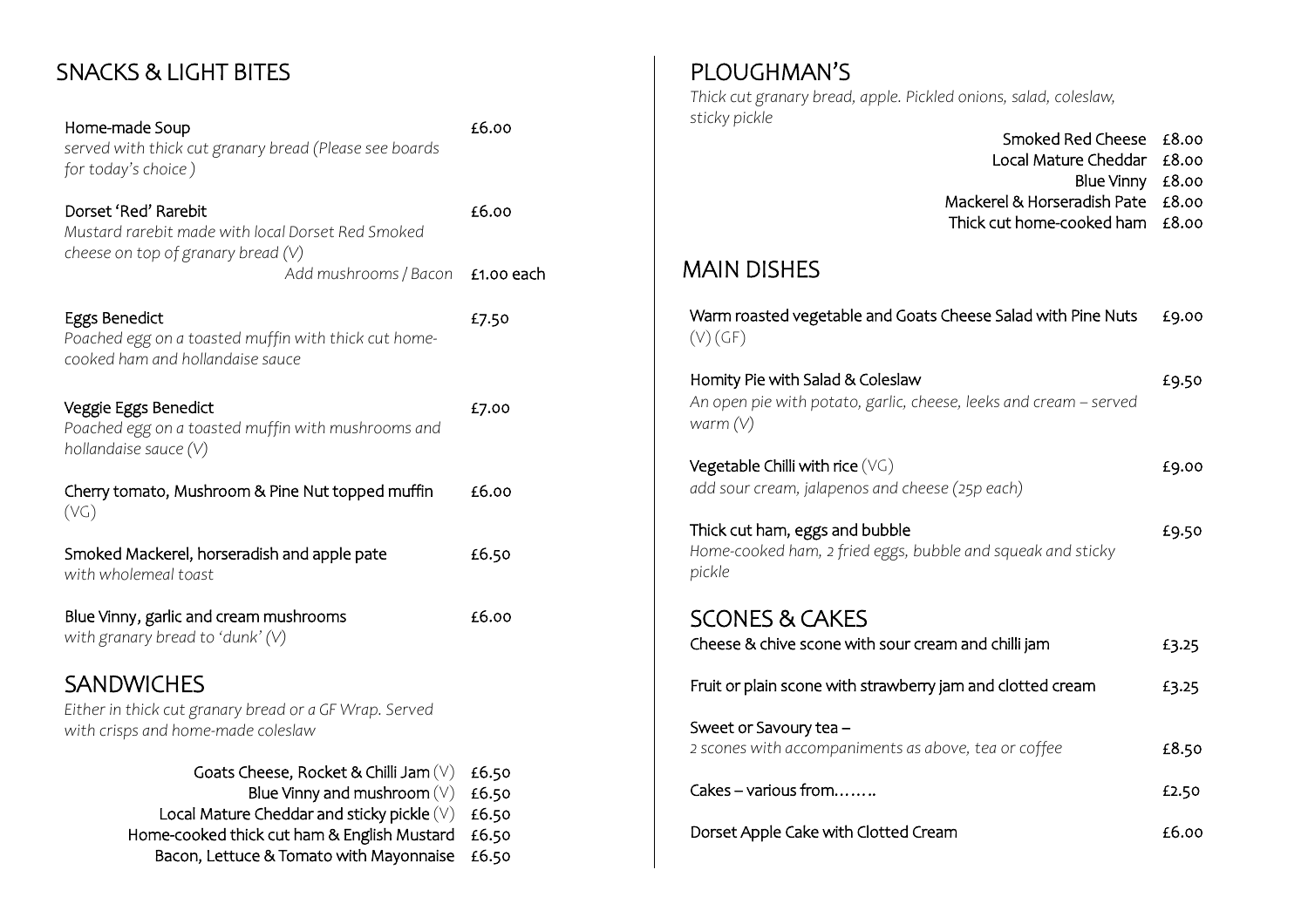## SNACKS & LIGHT BITES

Home-made Soup — £6.00
*served with thick cut granary bread (Please see boards for today's choice )*

Dorset 'Red' Rarebit — £6.00
*Mustard rarebit made with local Dorset Red Smoked cheese on top of granary bread (V)*
*Add mushrooms / Bacon* — £1.00 each

Eggs Benedict — £7.50
*Poached egg on a toasted muffin with thick cut home-cooked ham and hollandaise sauce*

Veggie Eggs Benedict — £7.00
*Poached egg on a toasted muffin with mushrooms and hollandaise sauce (V)*

Cherry tomato, Mushroom & Pine Nut topped muffin (VG) — £6.00

Smoked Mackerel, horseradish and apple pate — £6.50
*with wholemeal toast*

Blue Vinny, garlic and cream mushrooms — £6.00
*with granary bread to 'dunk' (V)*

## SANDWICHES

*Either in thick cut granary bread or a GF Wrap. Served with crisps and home-made coleslaw*

| Sandwich | Price |
|---|---|
| Goats Cheese, Rocket & Chilli Jam (V) | £6.50 |
| Blue Vinny and mushroom (V) | £6.50 |
| Local Mature Cheddar and sticky pickle (V) | £6.50 |
| Home-cooked thick cut ham & English Mustard | £6.50 |
| Bacon, Lettuce & Tomato with Mayonnaise | £6.50 |

## PLOUGHMAN'S

*Thick cut granary bread, apple. Pickled onions, salad, coleslaw, sticky pickle*

| Ploughman's | Price |
|---|---|
| Smoked Red Cheese | £8.00 |
| Local Mature Cheddar | £8.00 |
| Blue Vinny | £8.00 |
| Mackerel & Horseradish Pate | £8.00 |
| Thick cut home-cooked ham | £8.00 |

## MAIN DISHES

Warm roasted vegetable and Goats Cheese Salad with Pine Nuts (V) (GF) — £9.00

Homity Pie with Salad & Coleslaw — £9.50
*An open pie with potato, garlic, cheese, leeks and cream – served warm (V)*

Vegetable Chilli with rice (VG) — £9.00
*add sour cream, jalapenos and cheese (25p each)*

Thick cut ham, eggs and bubble — £9.50
*Home-cooked ham, 2 fried eggs, bubble and squeak and sticky pickle*

## SCONES & CAKES

Cheese & chive scone with sour cream and chilli jam — £3.25

Fruit or plain scone with strawberry jam and clotted cream — £3.25

Sweet or Savoury tea –
*2 scones with accompaniments as above, tea or coffee* — £8.50

Cakes – various from…….. — £2.50

Dorset Apple Cake with Clotted Cream — £6.00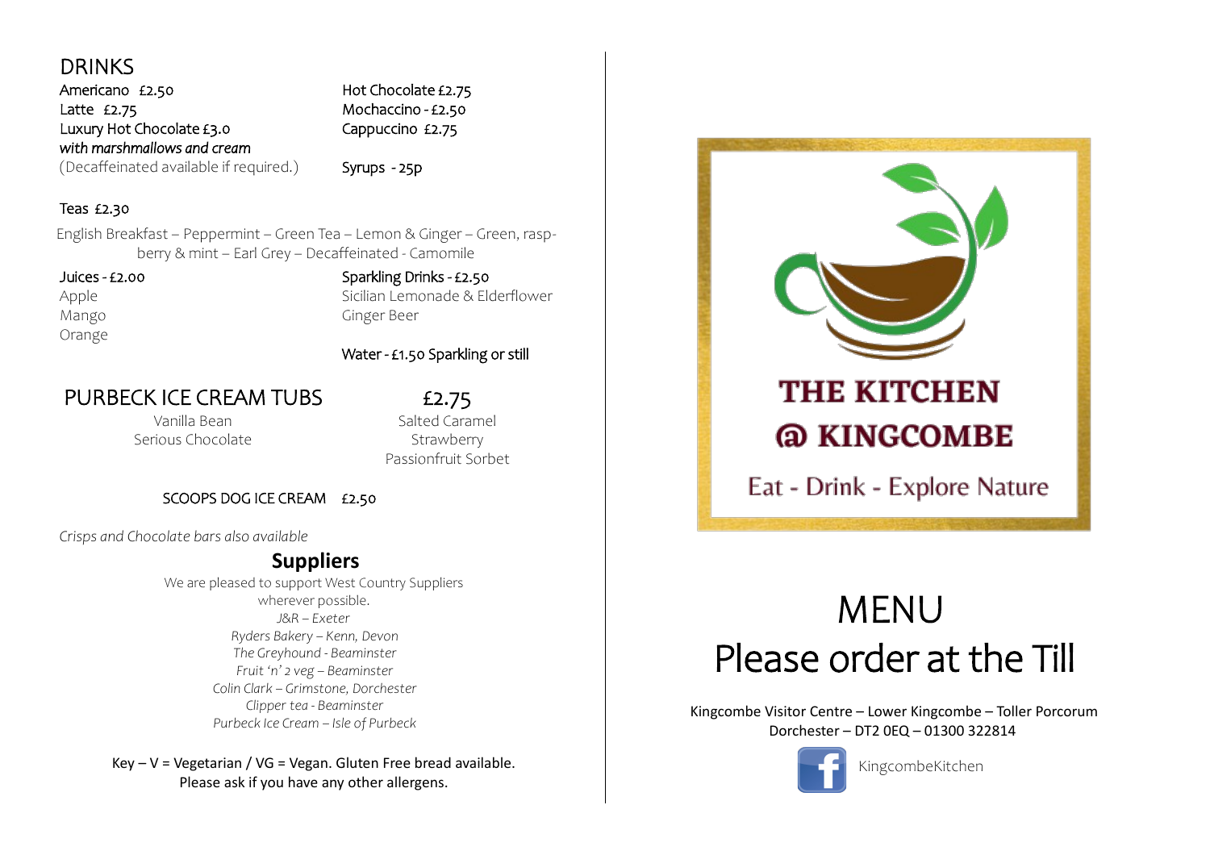## DRINKS

Americano £2.50
Latte £2.75
Luxury Hot Chocolate £3.0
*with marshmallows and cream*
(Decaffeinated available if required.)

Hot Chocolate £2.75
Mochaccino - £2.50
Cappuccino £2.75

Syrups - 25p

Teas £2.30

English Breakfast – Peppermint – Green Tea – Lemon & Ginger – Green, rasp-berry & mint – Earl Grey – Decaffeinated - Camomile

Juices - £2.00
Apple
Mango
Orange

Sparkling Drinks - £2.50
Sicilian Lemonade & Elderflower
Ginger Beer

Water - £1.50 Sparkling or still

## PURBECK ICE CREAM TUBS £2.75

Vanilla Bean
Serious Chocolate
Salted Caramel
Strawberry
Passionfruit Sorbet

SCOOPS DOG ICE CREAM £2.50

*Crisps and Chocolate bars also available*

## Suppliers

We are pleased to support West Country Suppliers wherever possible.

*J&R – Exeter*
*Ryders Bakery – Kenn, Devon*
*The Greyhound - Beaminster*
*Fruit 'n' 2 veg – Beaminster*
*Colin Clark – Grimstone, Dorchester*
*Clipper tea - Beaminster*
*Purbeck Ice Cream – Isle of Purbeck*

Key – V = Vegetarian / VG = Vegan. Gluten Free bread available.
Please ask if you have any other allergens.

# THE KITCHEN @ KINGCOMBE

Eat - Drink - Explore Nature

# MENU
# Please order at the Till

Kingcombe Visitor Centre – Lower Kingcombe – Toller Porcorum
Dorchester – DT2 0EQ – 01300 322814

KingcombeKitchen